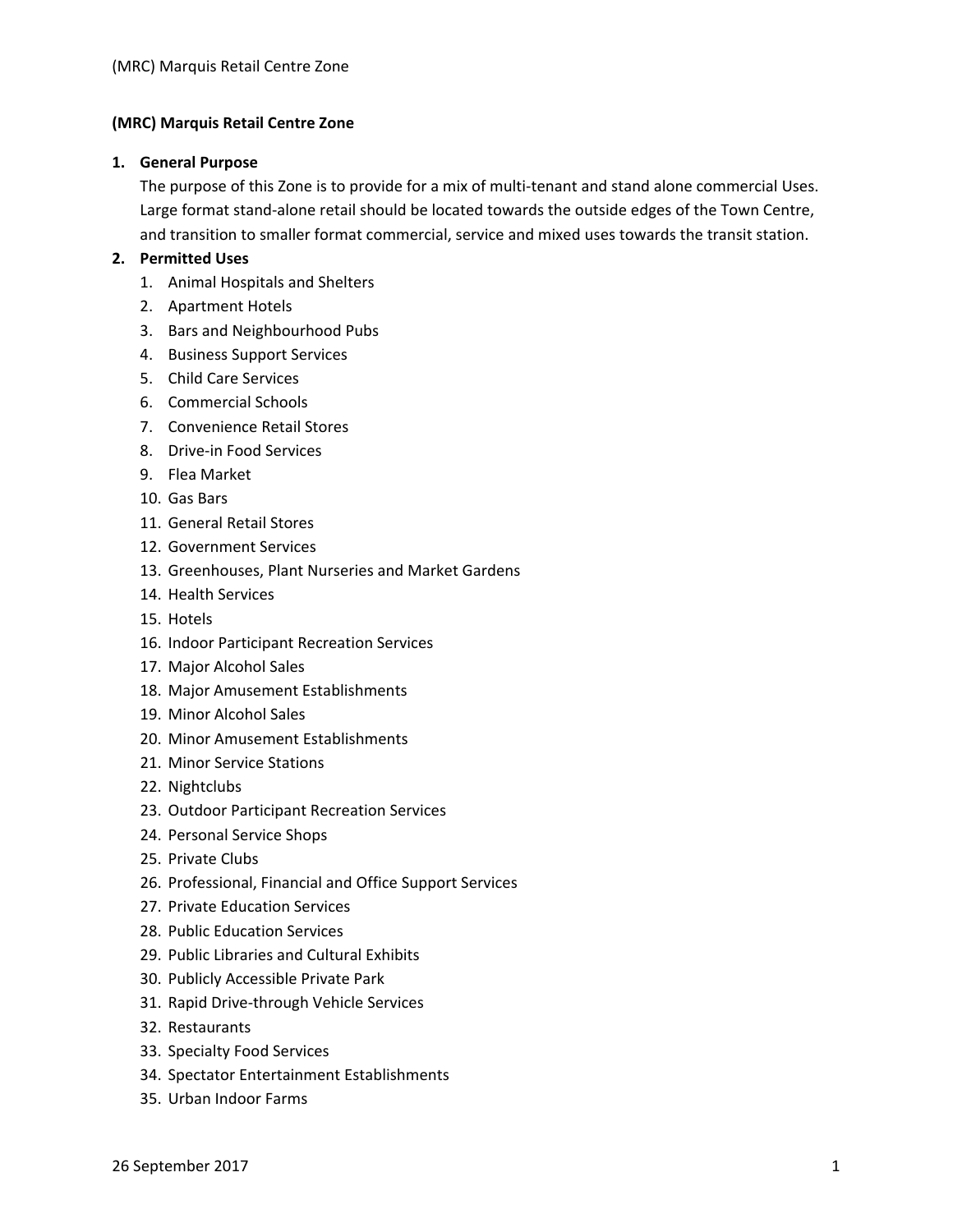# (MRC) Marquis Retail Centre Zone

## 1. General Purpose

The purpose of this Zone is to provide for a mix of multi-tenant and stand alone commercial Uses. Large format stand-alone retail should be located towards the outside edges of the Town Centre, and transition to smaller format commercial, service and mixed uses towards the transit station.

## 2. Permitted Uses

1. Animal Hospitals and Shelters
2. Apartment Hotels
3. Bars and Neighbourhood Pubs
4. Business Support Services
5. Child Care Services
6. Commercial Schools
7. Convenience Retail Stores
8. Drive-in Food Services
9. Flea Market
10. Gas Bars
11. General Retail Stores
12. Government Services
13. Greenhouses, Plant Nurseries and Market Gardens
14. Health Services
15. Hotels
16. Indoor Participant Recreation Services
17. Major Alcohol Sales
18. Major Amusement Establishments
19. Minor Alcohol Sales
20. Minor Amusement Establishments
21. Minor Service Stations
22. Nightclubs
23. Outdoor Participant Recreation Services
24. Personal Service Shops
25. Private Clubs
26. Professional, Financial and Office Support Services
27. Private Education Services
28. Public Education Services
29. Public Libraries and Cultural Exhibits
30. Publicly Accessible Private Park
31. Rapid Drive-through Vehicle Services
32. Restaurants
33. Specialty Food Services
34. Spectator Entertainment Establishments
35. Urban Indoor Farms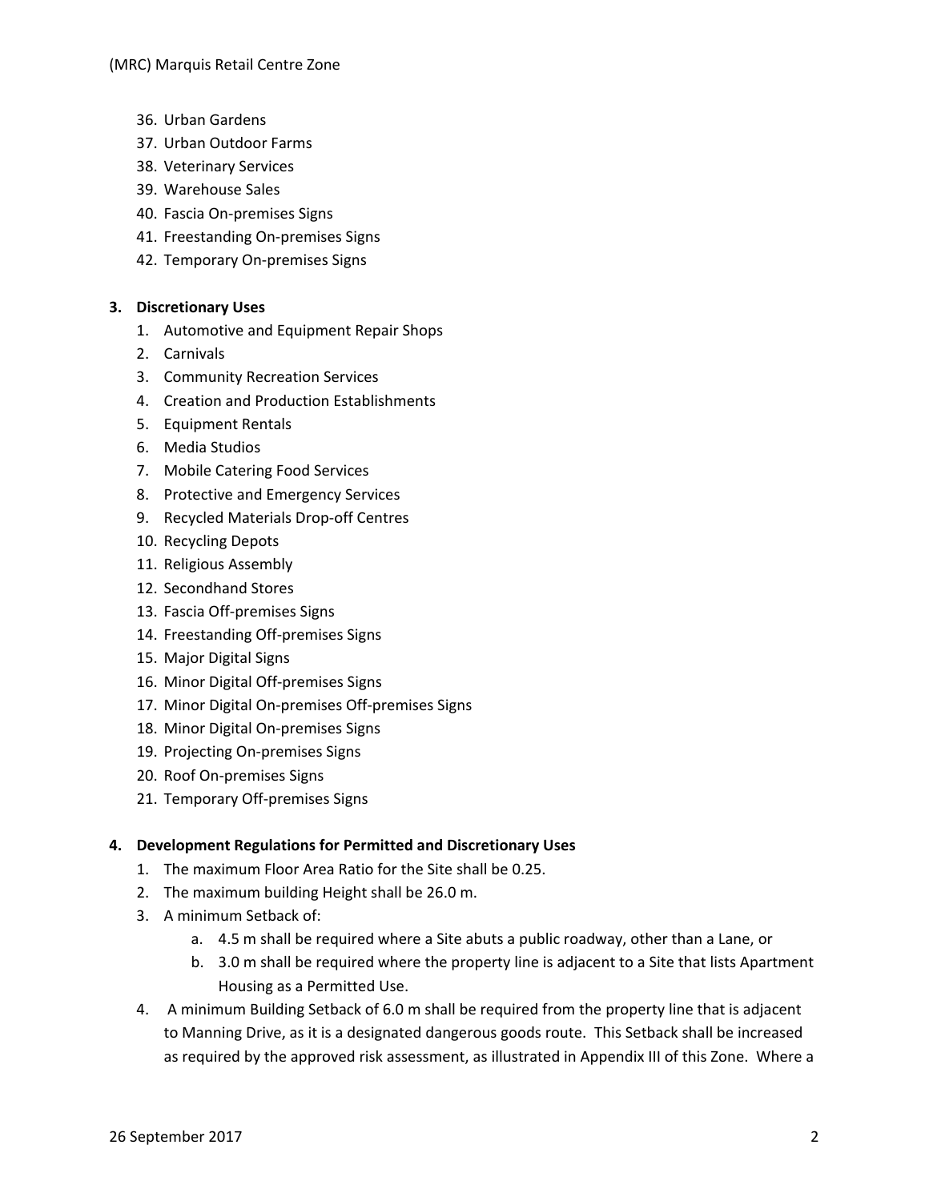36. Urban Gardens
37. Urban Outdoor Farms
38. Veterinary Services
39. Warehouse Sales
40. Fascia On-premises Signs
41. Freestanding On-premises Signs
42. Temporary On-premises Signs

**3. Discretionary Uses**

1. Automotive and Equipment Repair Shops
2. Carnivals
3. Community Recreation Services
4. Creation and Production Establishments
5. Equipment Rentals
6. Media Studios
7. Mobile Catering Food Services
8. Protective and Emergency Services
9. Recycled Materials Drop-off Centres
10. Recycling Depots
11. Religious Assembly
12. Secondhand Stores
13. Fascia Off-premises Signs
14. Freestanding Off-premises Signs
15. Major Digital Signs
16. Minor Digital Off-premises Signs
17. Minor Digital On-premises Off-premises Signs
18. Minor Digital On-premises Signs
19. Projecting On-premises Signs
20. Roof On-premises Signs
21. Temporary Off-premises Signs

**4. Development Regulations for Permitted and Discretionary Uses**

1. The maximum Floor Area Ratio for the Site shall be 0.25.
2. The maximum building Height shall be 26.0 m.
3. A minimum Setback of:
   a. 4.5 m shall be required where a Site abuts a public roadway, other than a Lane, or
   b. 3.0 m shall be required where the property line is adjacent to a Site that lists Apartment Housing as a Permitted Use.
4. A minimum Building Setback of 6.0 m shall be required from the property line that is adjacent to Manning Drive, as it is a designated dangerous goods route. This Setback shall be increased as required by the approved risk assessment, as illustrated in Appendix III of this Zone. Where a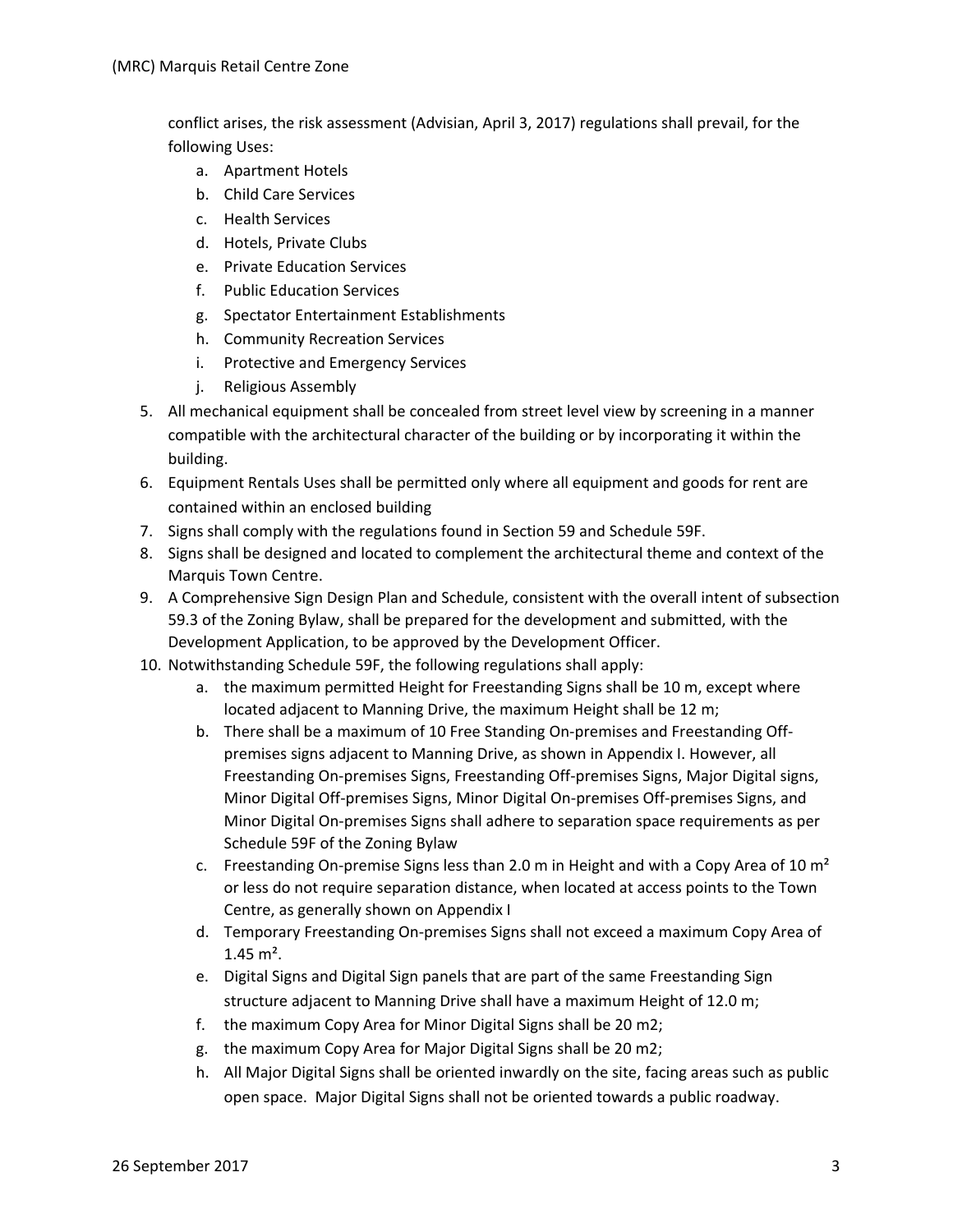conflict arises, the risk assessment (Advisian, April 3, 2017) regulations shall prevail, for the following Uses:

   a. Apartment Hotels
   b. Child Care Services
   c. Health Services
   d. Hotels, Private Clubs
   e. Private Education Services
   f. Public Education Services
   g. Spectator Entertainment Establishments
   h. Community Recreation Services
   i. Protective and Emergency Services
   j. Religious Assembly

5. All mechanical equipment shall be concealed from street level view by screening in a manner compatible with the architectural character of the building or by incorporating it within the building.
6. Equipment Rentals Uses shall be permitted only where all equipment and goods for rent are contained within an enclosed building
7. Signs shall comply with the regulations found in Section 59 and Schedule 59F.
8. Signs shall be designed and located to complement the architectural theme and context of the Marquis Town Centre.
9. A Comprehensive Sign Design Plan and Schedule, consistent with the overall intent of subsection 59.3 of the Zoning Bylaw, shall be prepared for the development and submitted, with the Development Application, to be approved by the Development Officer.
10. Notwithstanding Schedule 59F, the following regulations shall apply:
    a. the maximum permitted Height for Freestanding Signs shall be 10 m, except where located adjacent to Manning Drive, the maximum Height shall be 12 m;
    b. There shall be a maximum of 10 Free Standing On-premises and Freestanding Off-premises signs adjacent to Manning Drive, as shown in Appendix I. However, all Freestanding On-premises Signs, Freestanding Off-premises Signs, Major Digital signs, Minor Digital Off-premises Signs, Minor Digital On-premises Off-premises Signs, and Minor Digital On-premises Signs shall adhere to separation space requirements as per Schedule 59F of the Zoning Bylaw
    c. Freestanding On-premise Signs less than 2.0 m in Height and with a Copy Area of 10 $m^2$ or less do not require separation distance, when located at access points to the Town Centre, as generally shown on Appendix I
    d. Temporary Freestanding On-premises Signs shall not exceed a maximum Copy Area of 1.45 $m^2$.
    e. Digital Signs and Digital Sign panels that are part of the same Freestanding Sign structure adjacent to Manning Drive shall have a maximum Height of 12.0 m;
    f. the maximum Copy Area for Minor Digital Signs shall be 20 m2;
    g. the maximum Copy Area for Major Digital Signs shall be 20 m2;
    h. All Major Digital Signs shall be oriented inwardly on the site, facing areas such as public open space. Major Digital Signs shall not be oriented towards a public roadway.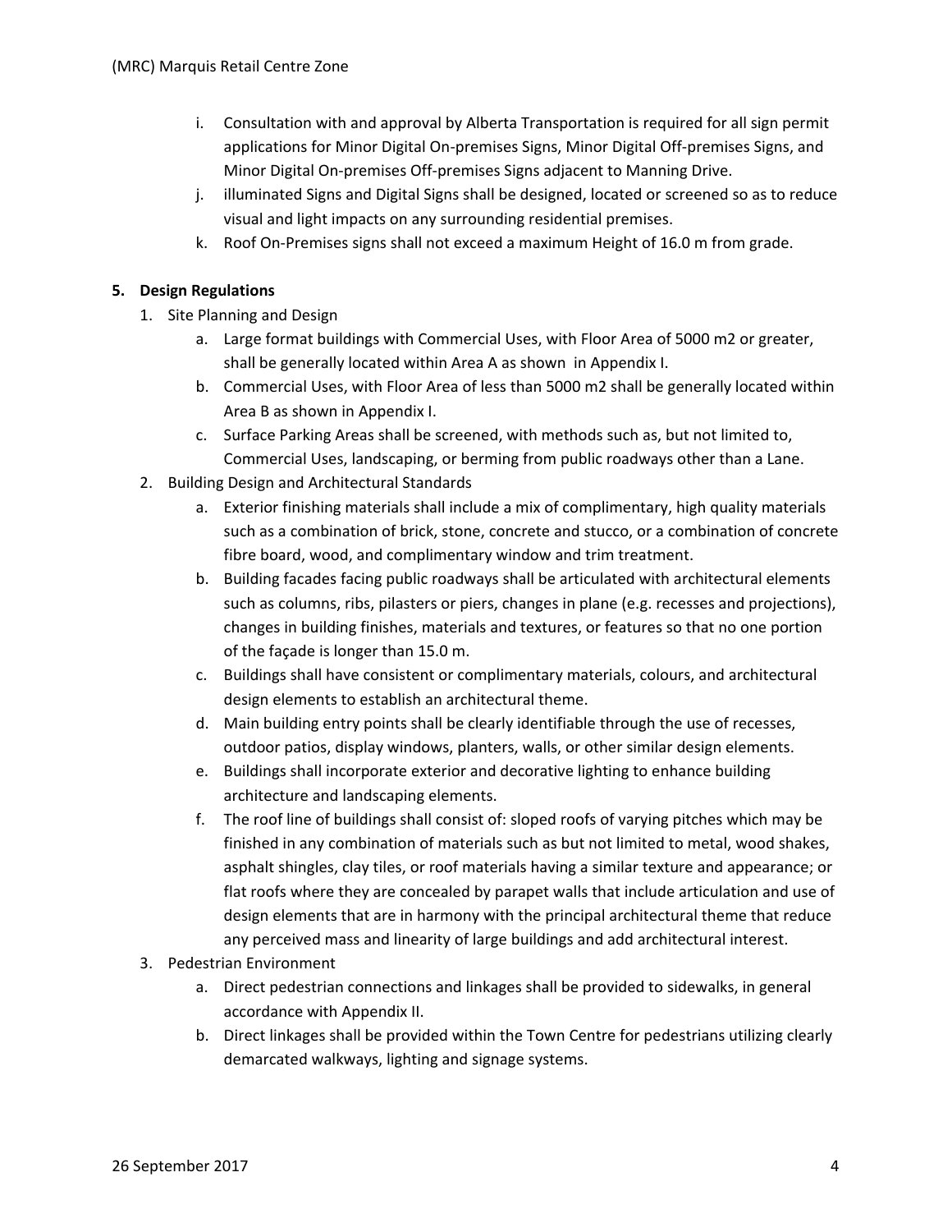i. Consultation with and approval by Alberta Transportation is required for all sign permit applications for Minor Digital On-premises Signs, Minor Digital Off-premises Signs, and Minor Digital On-premises Off-premises Signs adjacent to Manning Drive.

j. illuminated Signs and Digital Signs shall be designed, located or screened so as to reduce visual and light impacts on any surrounding residential premises.

k. Roof On-Premises signs shall not exceed a maximum Height of 16.0 m from grade.

**5. Design Regulations**

1. Site Planning and Design
   a. Large format buildings with Commercial Uses, with Floor Area of 5000 m2 or greater, shall be generally located within Area A as shown in Appendix I.
   b. Commercial Uses, with Floor Area of less than 5000 m2 shall be generally located within Area B as shown in Appendix I.
   c. Surface Parking Areas shall be screened, with methods such as, but not limited to, Commercial Uses, landscaping, or berming from public roadways other than a Lane.
2. Building Design and Architectural Standards
   a. Exterior finishing materials shall include a mix of complimentary, high quality materials such as a combination of brick, stone, concrete and stucco, or a combination of concrete fibre board, wood, and complimentary window and trim treatment.
   b. Building facades facing public roadways shall be articulated with architectural elements such as columns, ribs, pilasters or piers, changes in plane (e.g. recesses and projections), changes in building finishes, materials and textures, or features so that no one portion of the façade is longer than 15.0 m.
   c. Buildings shall have consistent or complimentary materials, colours, and architectural design elements to establish an architectural theme.
   d. Main building entry points shall be clearly identifiable through the use of recesses, outdoor patios, display windows, planters, walls, or other similar design elements.
   e. Buildings shall incorporate exterior and decorative lighting to enhance building architecture and landscaping elements.
   f. The roof line of buildings shall consist of: sloped roofs of varying pitches which may be finished in any combination of materials such as but not limited to metal, wood shakes, asphalt shingles, clay tiles, or roof materials having a similar texture and appearance; or flat roofs where they are concealed by parapet walls that include articulation and use of design elements that are in harmony with the principal architectural theme that reduce any perceived mass and linearity of large buildings and add architectural interest.
3. Pedestrian Environment
   a. Direct pedestrian connections and linkages shall be provided to sidewalks, in general accordance with Appendix II.
   b. Direct linkages shall be provided within the Town Centre for pedestrians utilizing clearly demarcated walkways, lighting and signage systems.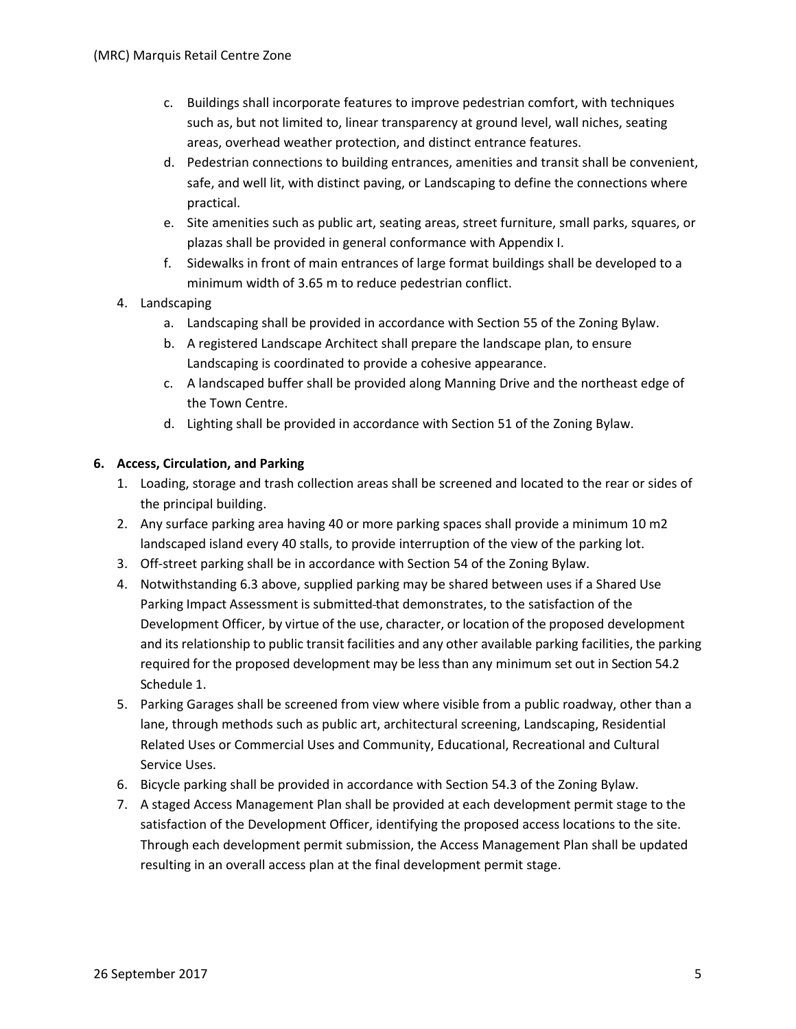c. Buildings shall incorporate features to improve pedestrian comfort, with techniques such as, but not limited to, linear transparency at ground level, wall niches, seating areas, overhead weather protection, and distinct entrance features.

d. Pedestrian connections to building entrances, amenities and transit shall be convenient, safe, and well lit, with distinct paving, or Landscaping to define the connections where practical.

e. Site amenities such as public art, seating areas, street furniture, small parks, squares, or plazas shall be provided in general conformance with Appendix I.

f. Sidewalks in front of main entrances of large format buildings shall be developed to a minimum width of 3.65 m to reduce pedestrian conflict.

4. Landscaping
   a. Landscaping shall be provided in accordance with Section 55 of the Zoning Bylaw.
   b. A registered Landscape Architect shall prepare the landscape plan, to ensure Landscaping is coordinated to provide a cohesive appearance.
   c. A landscaped buffer shall be provided along Manning Drive and the northeast edge of the Town Centre.
   d. Lighting shall be provided in accordance with Section 51 of the Zoning Bylaw.

**6. Access, Circulation, and Parking**

1. Loading, storage and trash collection areas shall be screened and located to the rear or sides of the principal building.
2. Any surface parking area having 40 or more parking spaces shall provide a minimum 10 m2 landscaped island every 40 stalls, to provide interruption of the view of the parking lot.
3. Off-street parking shall be in accordance with Section 54 of the Zoning Bylaw.
4. Notwithstanding 6.3 above, supplied parking may be shared between uses if a Shared Use Parking Impact Assessment is submitted that demonstrates, to the satisfaction of the Development Officer, by virtue of the use, character, or location of the proposed development and its relationship to public transit facilities and any other available parking facilities, the parking required for the proposed development may be less than any minimum set out in Section 54.2 Schedule 1.
5. Parking Garages shall be screened from view where visible from a public roadway, other than a lane, through methods such as public art, architectural screening, Landscaping, Residential Related Uses or Commercial Uses and Community, Educational, Recreational and Cultural Service Uses.
6. Bicycle parking shall be provided in accordance with Section 54.3 of the Zoning Bylaw.
7. A staged Access Management Plan shall be provided at each development permit stage to the satisfaction of the Development Officer, identifying the proposed access locations to the site. Through each development permit submission, the Access Management Plan shall be updated resulting in an overall access plan at the final development permit stage.